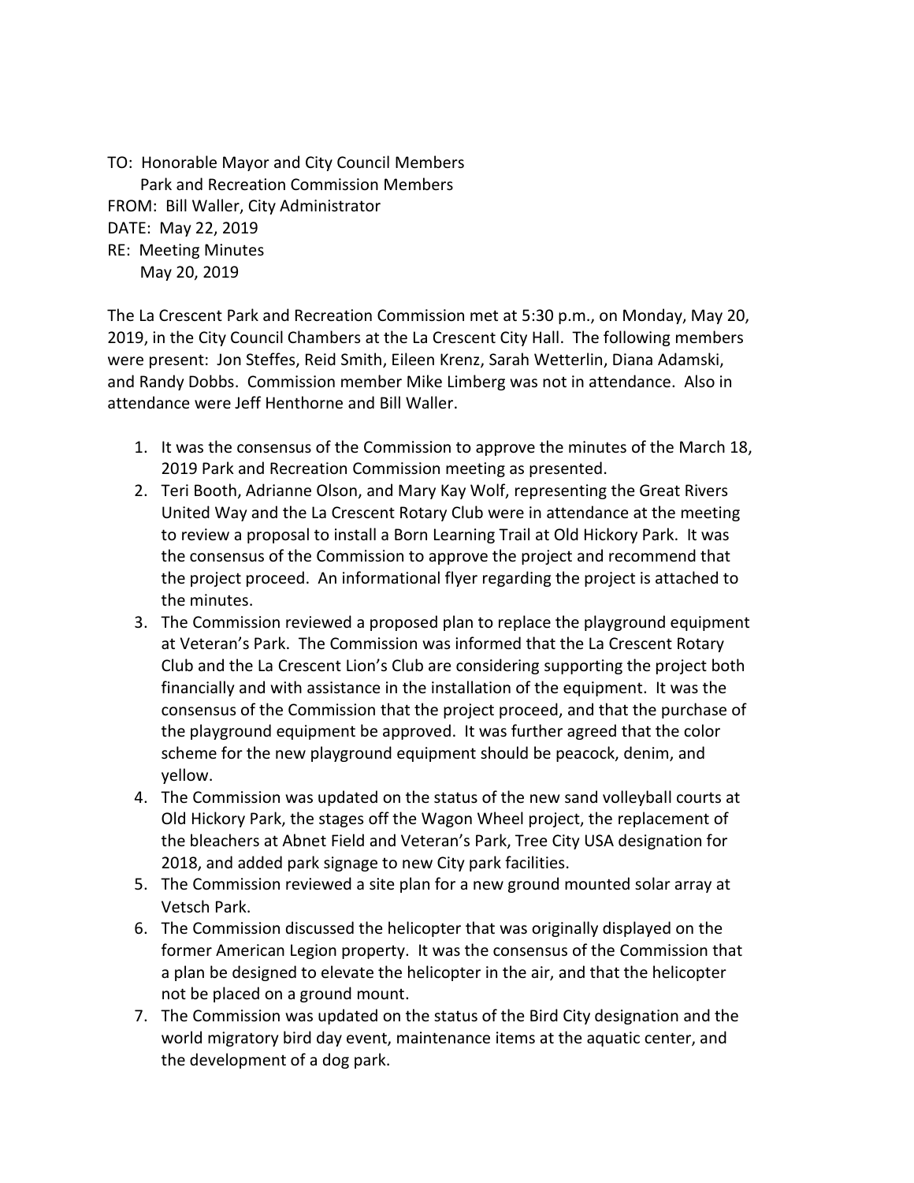TO: Honorable Mayor and City Council Members
Park and Recreation Commission Members
FROM: Bill Waller, City Administrator
DATE: May 22, 2019
RE: Meeting Minutes
May 20, 2019

The La Crescent Park and Recreation Commission met at 5:30 p.m., on Monday, May 20, 2019, in the City Council Chambers at the La Crescent City Hall. The following members were present: Jon Steffes, Reid Smith, Eileen Krenz, Sarah Wetterlin, Diana Adamski, and Randy Dobbs. Commission member Mike Limberg was not in attendance. Also in attendance were Jeff Henthorne and Bill Waller.

1. It was the consensus of the Commission to approve the minutes of the March 18, 2019 Park and Recreation Commission meeting as presented.
2. Teri Booth, Adrianne Olson, and Mary Kay Wolf, representing the Great Rivers United Way and the La Crescent Rotary Club were in attendance at the meeting to review a proposal to install a Born Learning Trail at Old Hickory Park. It was the consensus of the Commission to approve the project and recommend that the project proceed. An informational flyer regarding the project is attached to the minutes.
3. The Commission reviewed a proposed plan to replace the playground equipment at Veteran's Park. The Commission was informed that the La Crescent Rotary Club and the La Crescent Lion's Club are considering supporting the project both financially and with assistance in the installation of the equipment. It was the consensus of the Commission that the project proceed, and that the purchase of the playground equipment be approved. It was further agreed that the color scheme for the new playground equipment should be peacock, denim, and yellow.
4. The Commission was updated on the status of the new sand volleyball courts at Old Hickory Park, the stages off the Wagon Wheel project, the replacement of the bleachers at Abnet Field and Veteran's Park, Tree City USA designation for 2018, and added park signage to new City park facilities.
5. The Commission reviewed a site plan for a new ground mounted solar array at Vetsch Park.
6. The Commission discussed the helicopter that was originally displayed on the former American Legion property. It was the consensus of the Commission that a plan be designed to elevate the helicopter in the air, and that the helicopter not be placed on a ground mount.
7. The Commission was updated on the status of the Bird City designation and the world migratory bird day event, maintenance items at the aquatic center, and the development of a dog park.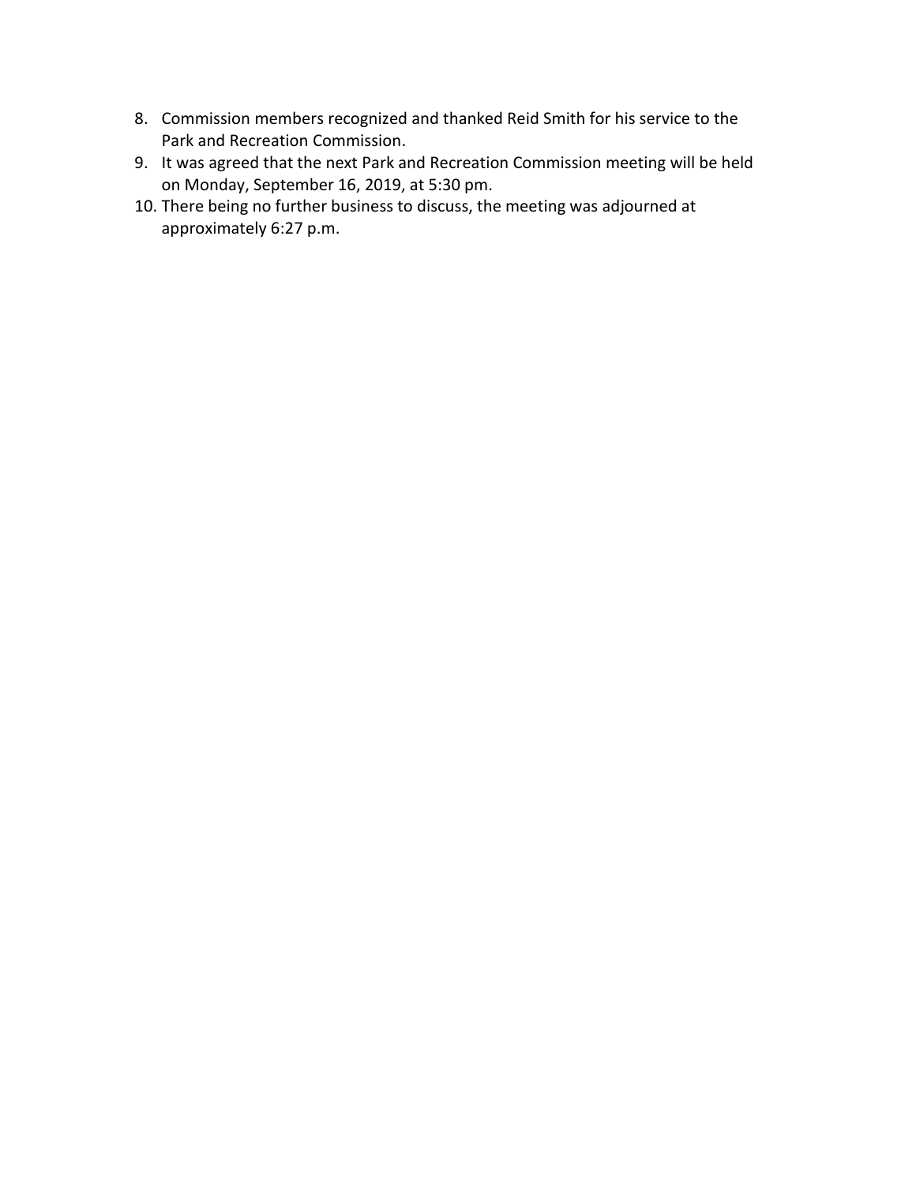8. Commission members recognized and thanked Reid Smith for his service to the Park and Recreation Commission.
9. It was agreed that the next Park and Recreation Commission meeting will be held on Monday, September 16, 2019, at 5:30 pm.
10. There being no further business to discuss, the meeting was adjourned at approximately 6:27 p.m.